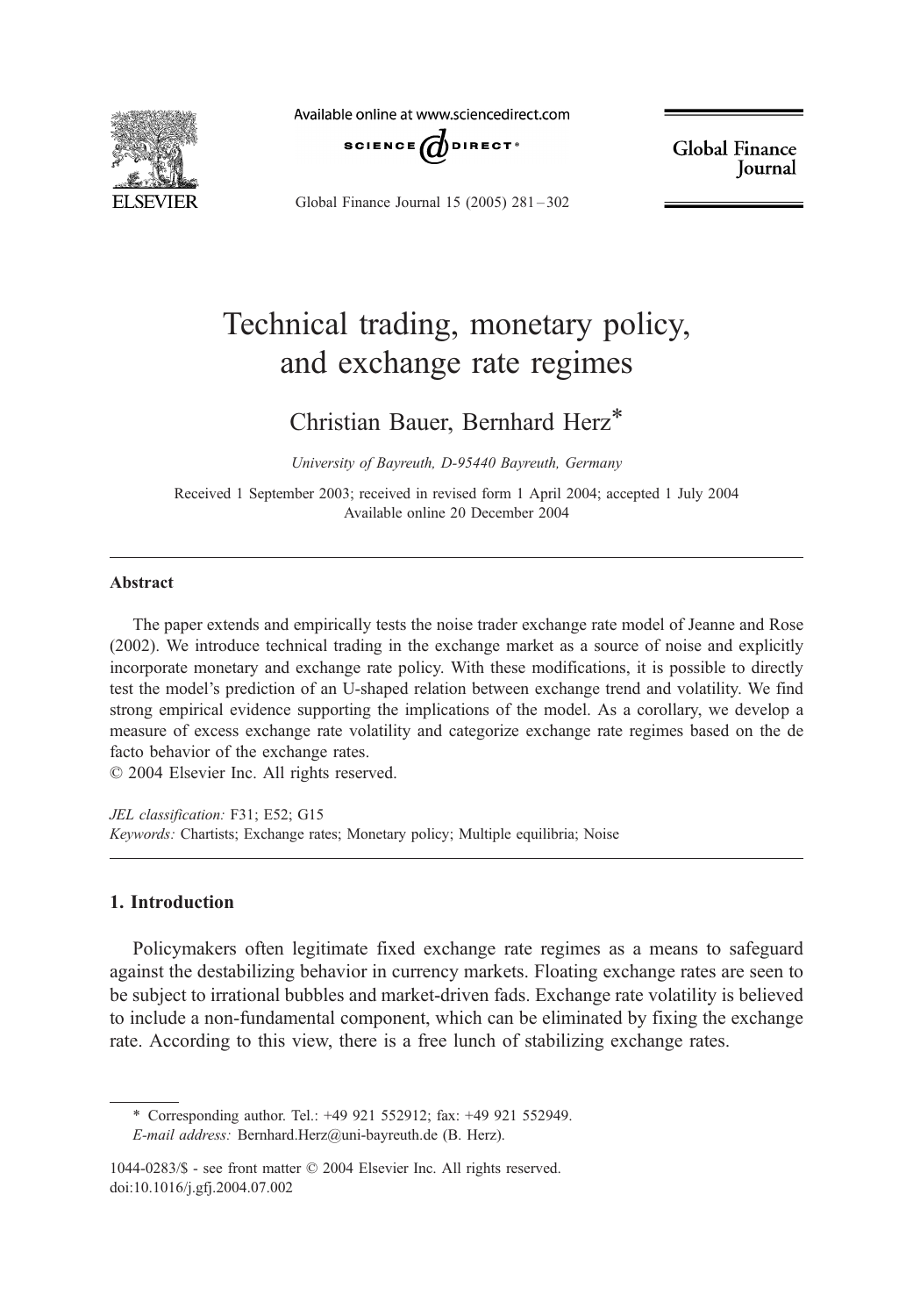# Technical trading, monetary policy, and exchange rate regimes

Christian Bauer, Bernhard Herz*

*University of Bayreuth, D-95440 Bayreuth, Germany*

Received 1 September 2003; received in revised form 1 April 2004; accepted 1 July 2004
Available online 20 December 2004

---

## Abstract

The paper extends and empirically tests the noise trader exchange rate model of Jeanne and Rose (2002). We introduce technical trading in the exchange market as a source of noise and explicitly incorporate monetary and exchange rate policy. With these modifications, it is possible to directly test the model's prediction of an U-shaped relation between exchange trend and volatility. We find strong empirical evidence supporting the implications of the model. As a corollary, we develop a measure of excess exchange rate volatility and categorize exchange rate regimes based on the de facto behavior of the exchange rates.

© 2004 Elsevier Inc. All rights reserved.

*JEL classification:* F31; E52; G15

*Keywords:* Chartists; Exchange rates; Monetary policy; Multiple equilibria; Noise

---

## 1. Introduction

Policymakers often legitimate fixed exchange rate regimes as a means to safeguard against the destabilizing behavior in currency markets. Floating exchange rates are seen to be subject to irrational bubbles and market-driven fads. Exchange rate volatility is believed to include a non-fundamental component, which can be eliminated by fixing the exchange rate. According to this view, there is a free lunch of stabilizing exchange rates.

---

* Corresponding author. Tel.: +49 921 552912; fax: +49 921 552949.
*E-mail address:* Bernhard.Herz@uni-bayreuth.de (B. Herz).

1044-0283/$ - see front matter © 2004 Elsevier Inc. All rights reserved.
doi:10.1016/j.gfj.2004.07.002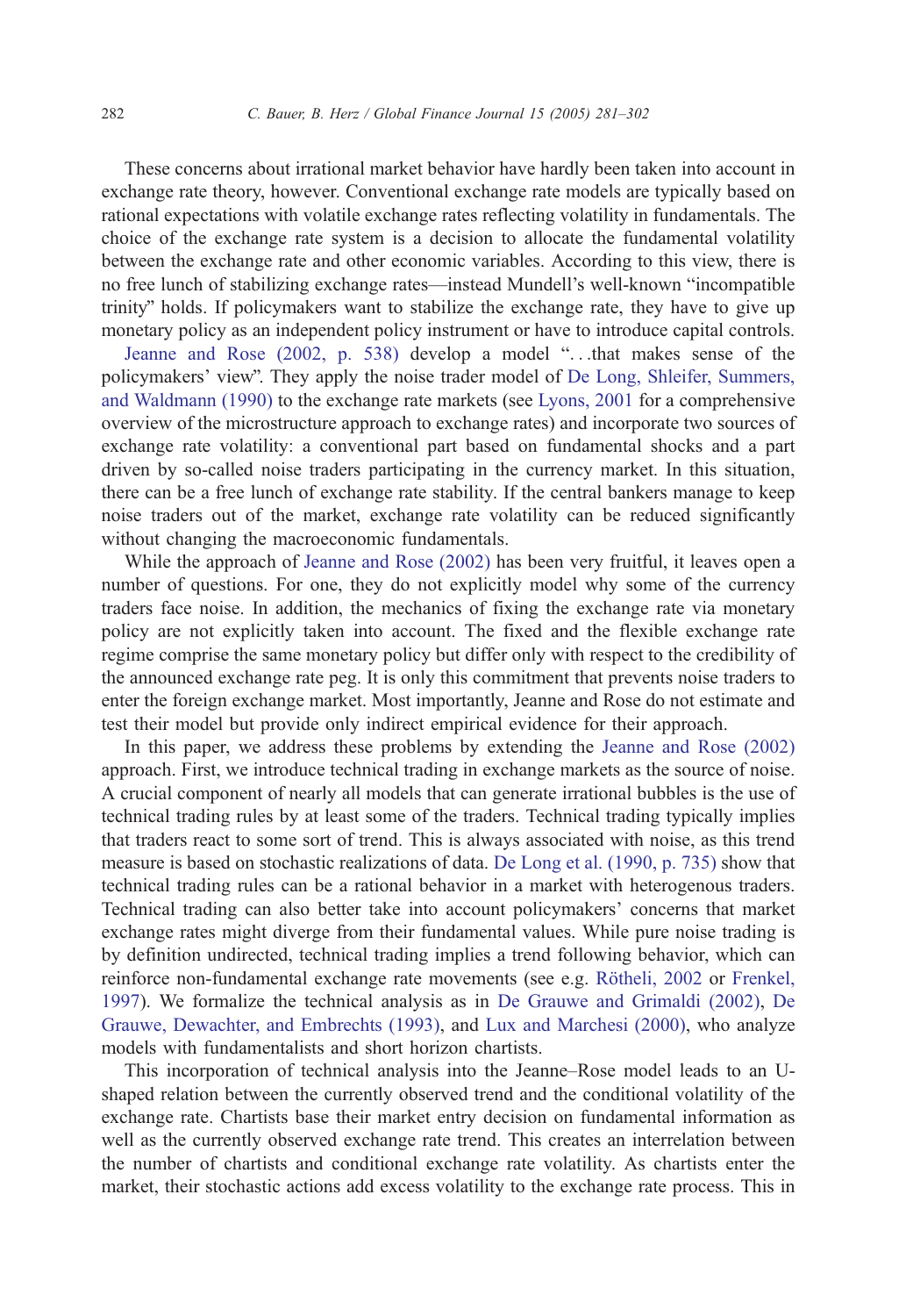These concerns about irrational market behavior have hardly been taken into account in exchange rate theory, however. Conventional exchange rate models are typically based on rational expectations with volatile exchange rates reflecting volatility in fundamentals. The choice of the exchange rate system is a decision to allocate the fundamental volatility between the exchange rate and other economic variables. According to this view, there is no free lunch of stabilizing exchange rates—instead Mundell's well-known "incompatible trinity" holds. If policymakers want to stabilize the exchange rate, they have to give up monetary policy as an independent policy instrument or have to introduce capital controls.

Jeanne and Rose (2002, p. 538) develop a model "...that makes sense of the policymakers' view". They apply the noise trader model of De Long, Shleifer, Summers, and Waldmann (1990) to the exchange rate markets (see Lyons, 2001 for a comprehensive overview of the microstructure approach to exchange rates) and incorporate two sources of exchange rate volatility: a conventional part based on fundamental shocks and a part driven by so-called noise traders participating in the currency market. In this situation, there can be a free lunch of exchange rate stability. If the central bankers manage to keep noise traders out of the market, exchange rate volatility can be reduced significantly without changing the macroeconomic fundamentals.

While the approach of Jeanne and Rose (2002) has been very fruitful, it leaves open a number of questions. For one, they do not explicitly model why some of the currency traders face noise. In addition, the mechanics of fixing the exchange rate via monetary policy are not explicitly taken into account. The fixed and the flexible exchange rate regime comprise the same monetary policy but differ only with respect to the credibility of the announced exchange rate peg. It is only this commitment that prevents noise traders to enter the foreign exchange market. Most importantly, Jeanne and Rose do not estimate and test their model but provide only indirect empirical evidence for their approach.

In this paper, we address these problems by extending the Jeanne and Rose (2002) approach. First, we introduce technical trading in exchange markets as the source of noise. A crucial component of nearly all models that can generate irrational bubbles is the use of technical trading rules by at least some of the traders. Technical trading typically implies that traders react to some sort of trend. This is always associated with noise, as this trend measure is based on stochastic realizations of data. De Long et al. (1990, p. 735) show that technical trading rules can be a rational behavior in a market with heterogenous traders. Technical trading can also better take into account policymakers' concerns that market exchange rates might diverge from their fundamental values. While pure noise trading is by definition undirected, technical trading implies a trend following behavior, which can reinforce non-fundamental exchange rate movements (see e.g. Rötheli, 2002 or Frenkel, 1997). We formalize the technical analysis as in De Grauwe and Grimaldi (2002), De Grauwe, Dewachter, and Embrechts (1993), and Lux and Marchesi (2000), who analyze models with fundamentalists and short horizon chartists.

This incorporation of technical analysis into the Jeanne–Rose model leads to an U-shaped relation between the currently observed trend and the conditional volatility of the exchange rate. Chartists base their market entry decision on fundamental information as well as the currently observed exchange rate trend. This creates an interrelation between the number of chartists and conditional exchange rate volatility. As chartists enter the market, their stochastic actions add excess volatility to the exchange rate process. This in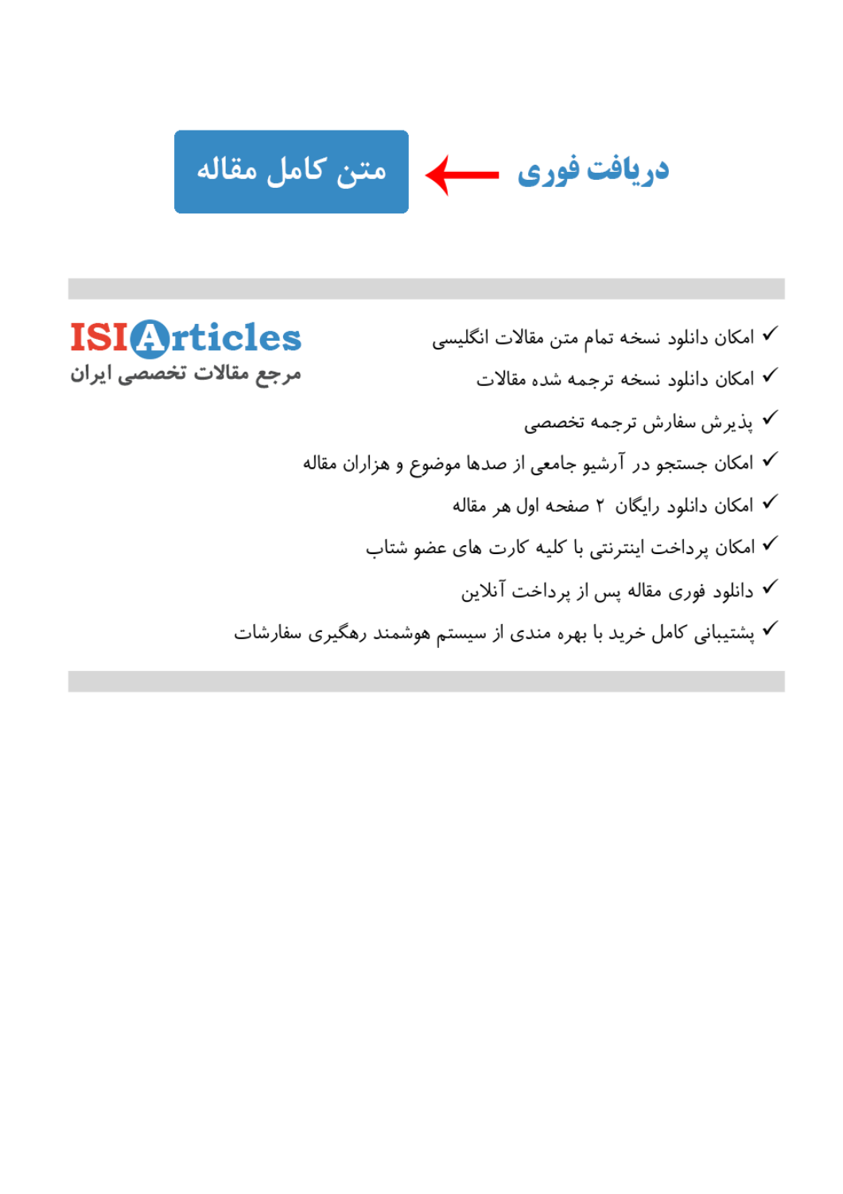دریافت فوری ← **متن کامل مقاله**

**ISIArticles**
مرجع مقالات تخصصی ایران

- ✓ امکان دانلود نسخه تمام متن مقالات انگلیسی
- ✓ امکان دانلود نسخه ترجمه شده مقالات
- ✓ پذیرش سفارش ترجمه تخصصی
- ✓ امکان جستجو در آرشیو جامعی از صدها موضوع و هزاران مقاله
- ✓ امکان دانلود رایگان ۲ صفحه اول هر مقاله
- ✓ امکان پرداخت اینترنتی با کلیه کارت های عضو شتاب
- ✓ دانلود فوری مقاله پس از پرداخت آنلاین
- ✓ پشتیبانی کامل خرید با بهره مندی از سیستم هوشمند رهگیری سفارشات